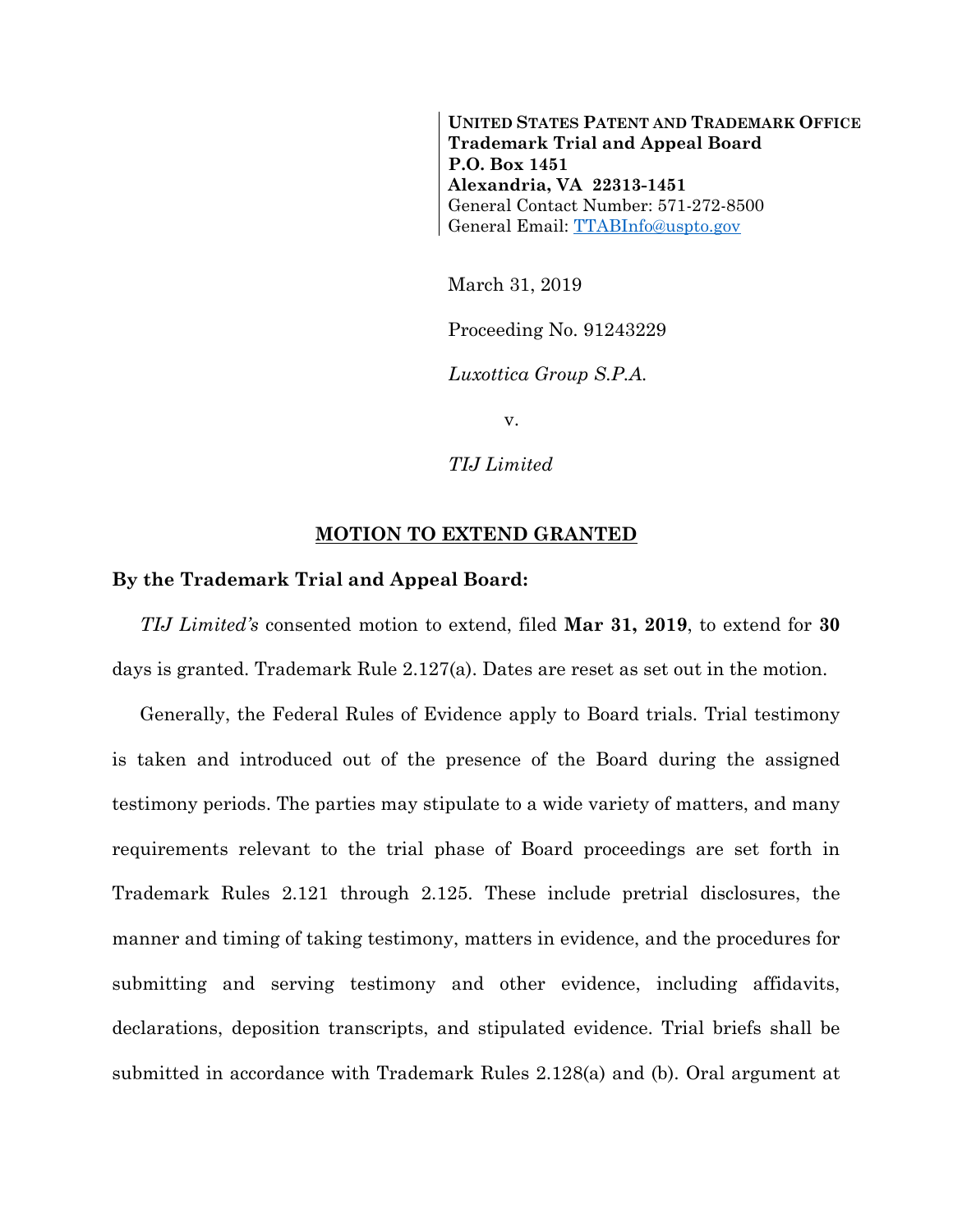**UNITED STATES PATENT AND TRADEMARK OFFICE**
**Trademark Trial and Appeal Board**
**P.O. Box 1451**
**Alexandria, VA 22313-1451**
General Contact Number: 571-272-8500
General Email: TTABInfo@uspto.gov

March 31, 2019

Proceeding No. 91243229

*Luxottica Group S.P.A.*

v.

*TIJ Limited*

## MOTION TO EXTEND GRANTED

**By the Trademark Trial and Appeal Board:**

*TIJ Limited's* consented motion to extend, filed **Mar 31, 2019**, to extend for **30** days is granted. Trademark Rule 2.127(a). Dates are reset as set out in the motion.

Generally, the Federal Rules of Evidence apply to Board trials. Trial testimony is taken and introduced out of the presence of the Board during the assigned testimony periods. The parties may stipulate to a wide variety of matters, and many requirements relevant to the trial phase of Board proceedings are set forth in Trademark Rules 2.121 through 2.125. These include pretrial disclosures, the manner and timing of taking testimony, matters in evidence, and the procedures for submitting and serving testimony and other evidence, including affidavits, declarations, deposition transcripts, and stipulated evidence. Trial briefs shall be submitted in accordance with Trademark Rules 2.128(a) and (b). Oral argument at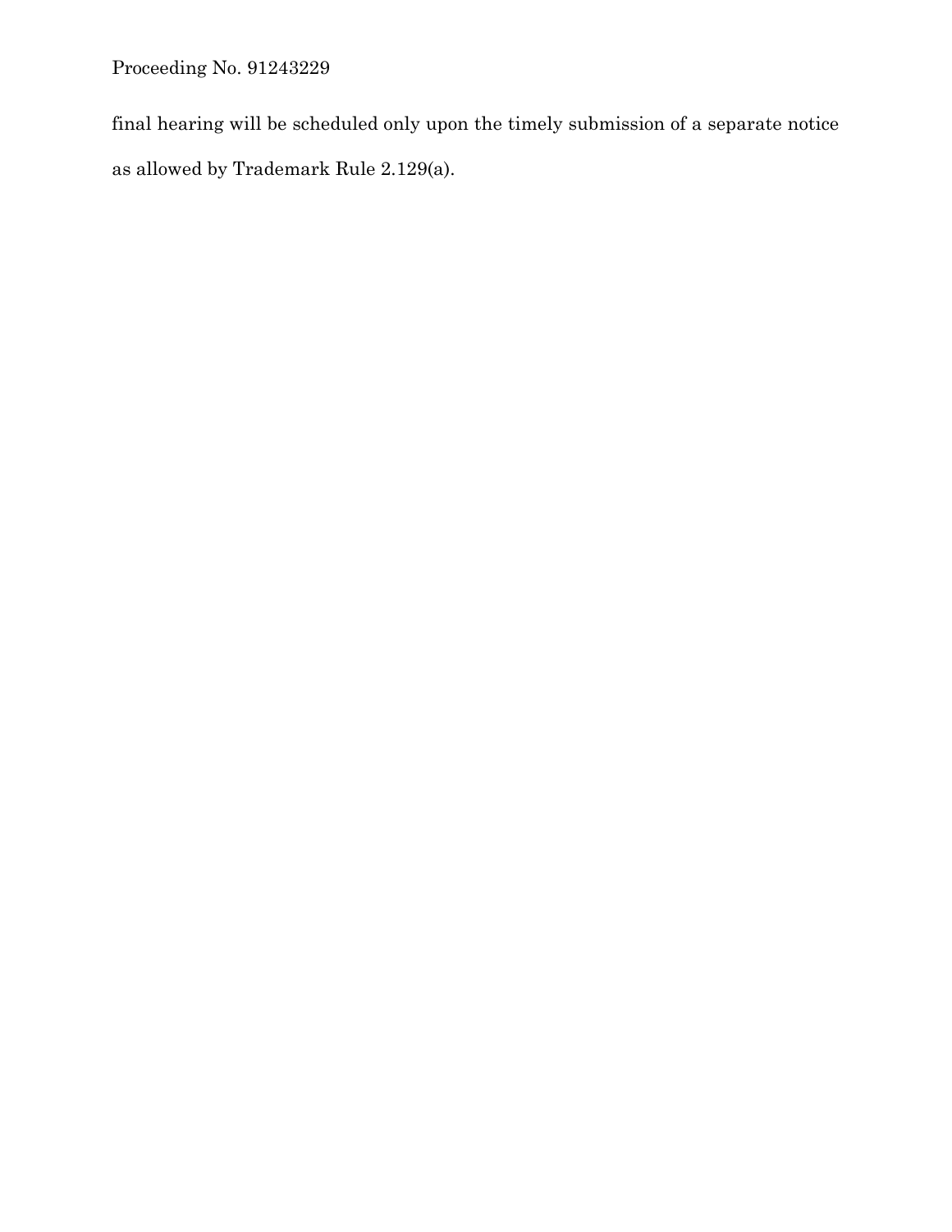final hearing will be scheduled only upon the timely submission of a separate notice as allowed by Trademark Rule 2.129(a).